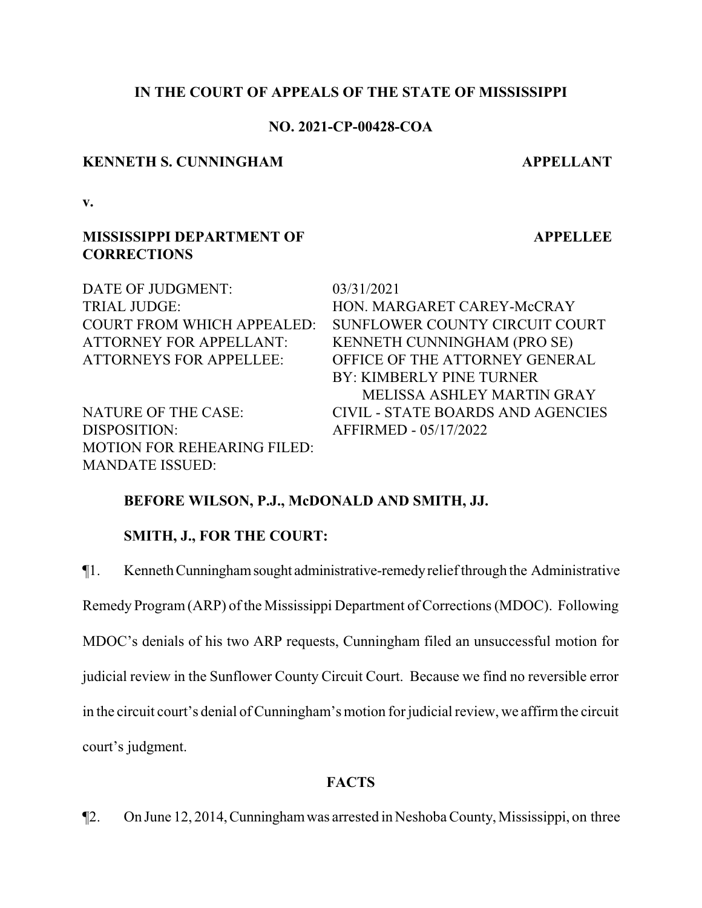**IN THE COURT OF APPEALS OF THE STATE OF MISSISSIPPI**

**NO. 2021-CP-00428-COA**

**KENNETH S. CUNNINGHAM** **APPELLANT**

**v.**

**MISSISSIPPI DEPARTMENT OF CORRECTIONS** **APPELLEE**

| | |
|---|---|
| DATE OF JUDGMENT: | 03/31/2021 |
| TRIAL JUDGE: | HON. MARGARET CAREY-McCRAY |
| COURT FROM WHICH APPEALED: | SUNFLOWER COUNTY CIRCUIT COURT |
| ATTORNEY FOR APPELLANT: | KENNETH CUNNINGHAM (PRO SE) |
| ATTORNEYS FOR APPELLEE: | OFFICE OF THE ATTORNEY GENERAL<br>BY: KIMBERLY PINE TURNER<br>MELISSA ASHLEY MARTIN GRAY |
| NATURE OF THE CASE: | CIVIL - STATE BOARDS AND AGENCIES |
| DISPOSITION: | AFFIRMED - 05/17/2022 |
| MOTION FOR REHEARING FILED: | |
| MANDATE ISSUED: | |

**BEFORE WILSON, P.J., McDONALD AND SMITH, JJ.**

**SMITH, J., FOR THE COURT:**

¶1. Kenneth Cunningham sought administrative-remedy relief through the Administrative Remedy Program (ARP) of the Mississippi Department of Corrections (MDOC). Following MDOC's denials of his two ARP requests, Cunningham filed an unsuccessful motion for judicial review in the Sunflower County Circuit Court. Because we find no reversible error in the circuit court's denial of Cunningham's motion for judicial review, we affirm the circuit court's judgment.

## FACTS

¶2. On June 12, 2014, Cunningham was arrested in Neshoba County, Mississippi, on three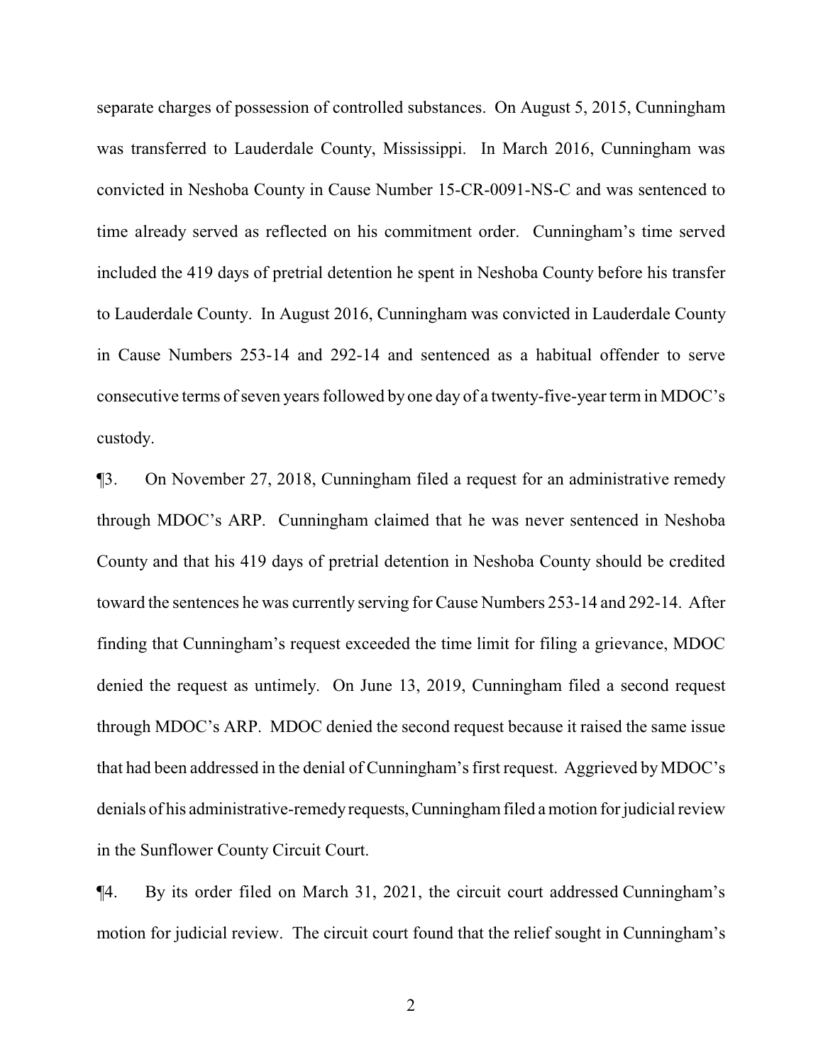separate charges of possession of controlled substances. On August 5, 2015, Cunningham was transferred to Lauderdale County, Mississippi. In March 2016, Cunningham was convicted in Neshoba County in Cause Number 15-CR-0091-NS-C and was sentenced to time already served as reflected on his commitment order. Cunningham's time served included the 419 days of pretrial detention he spent in Neshoba County before his transfer to Lauderdale County. In August 2016, Cunningham was convicted in Lauderdale County in Cause Numbers 253-14 and 292-14 and sentenced as a habitual offender to serve consecutive terms of seven years followed by one day of a twenty-five-year term in MDOC's custody.

¶3. On November 27, 2018, Cunningham filed a request for an administrative remedy through MDOC's ARP. Cunningham claimed that he was never sentenced in Neshoba County and that his 419 days of pretrial detention in Neshoba County should be credited toward the sentences he was currently serving for Cause Numbers 253-14 and 292-14. After finding that Cunningham's request exceeded the time limit for filing a grievance, MDOC denied the request as untimely. On June 13, 2019, Cunningham filed a second request through MDOC's ARP. MDOC denied the second request because it raised the same issue that had been addressed in the denial of Cunningham's first request. Aggrieved by MDOC's denials of his administrative-remedy requests, Cunningham filed a motion for judicial review in the Sunflower County Circuit Court.

¶4. By its order filed on March 31, 2021, the circuit court addressed Cunningham's motion for judicial review. The circuit court found that the relief sought in Cunningham's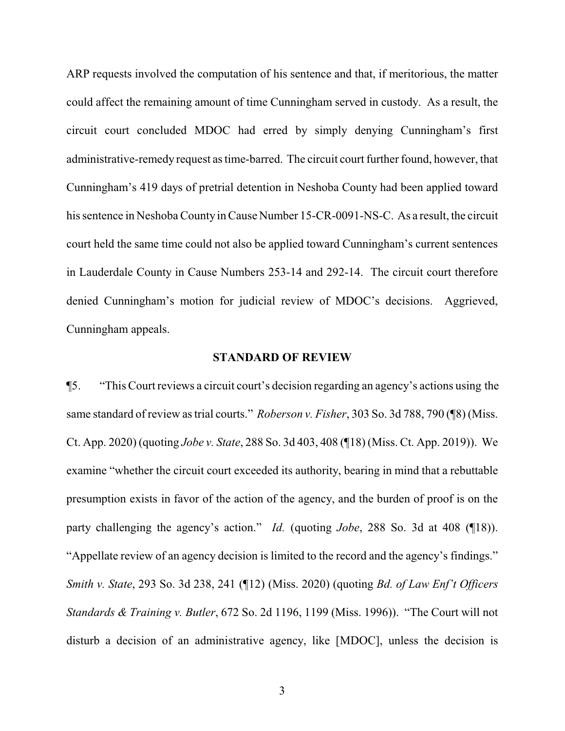ARP requests involved the computation of his sentence and that, if meritorious, the matter could affect the remaining amount of time Cunningham served in custody. As a result, the circuit court concluded MDOC had erred by simply denying Cunningham's first administrative-remedy request as time-barred. The circuit court further found, however, that Cunningham's 419 days of pretrial detention in Neshoba County had been applied toward his sentence in Neshoba County in Cause Number 15-CR-0091-NS-C. As a result, the circuit court held the same time could not also be applied toward Cunningham's current sentences in Lauderdale County in Cause Numbers 253-14 and 292-14. The circuit court therefore denied Cunningham's motion for judicial review of MDOC's decisions. Aggrieved, Cunningham appeals.

**STANDARD OF REVIEW**

¶5. "This Court reviews a circuit court's decision regarding an agency's actions using the same standard of review as trial courts." *Roberson v. Fisher*, 303 So. 3d 788, 790 (¶8) (Miss. Ct. App. 2020) (quoting *Jobe v. State*, 288 So. 3d 403, 408 (¶18) (Miss. Ct. App. 2019)). We examine "whether the circuit court exceeded its authority, bearing in mind that a rebuttable presumption exists in favor of the action of the agency, and the burden of proof is on the party challenging the agency's action." *Id.* (quoting *Jobe*, 288 So. 3d at 408 (¶18)). "Appellate review of an agency decision is limited to the record and the agency's findings." *Smith v. State*, 293 So. 3d 238, 241 (¶12) (Miss. 2020) (quoting *Bd. of Law Enf't Officers Standards & Training v. Butler*, 672 So. 2d 1196, 1199 (Miss. 1996)). "The Court will not disturb a decision of an administrative agency, like [MDOC], unless the decision is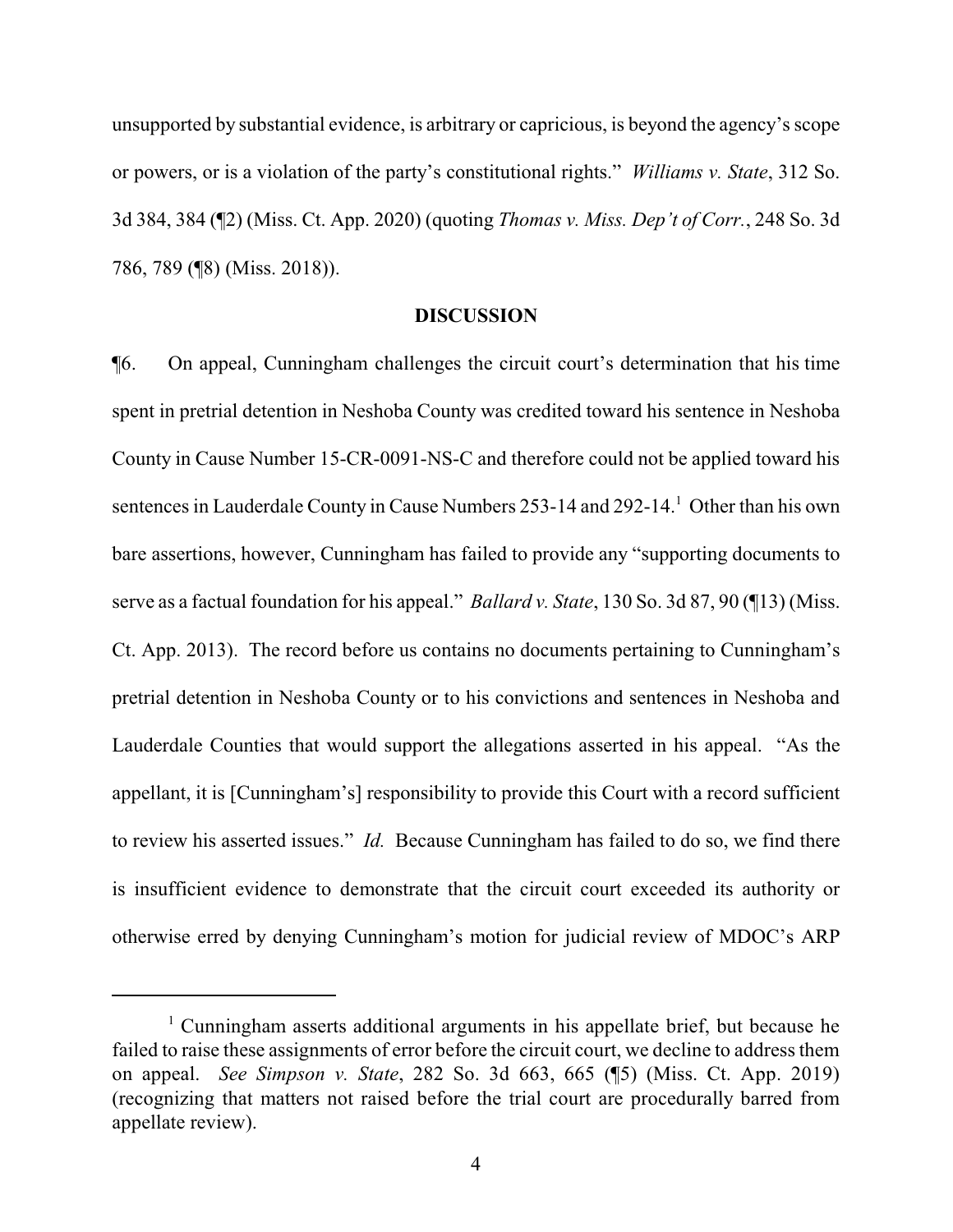unsupported by substantial evidence, is arbitrary or capricious, is beyond the agency's scope or powers, or is a violation of the party's constitutional rights." *Williams v. State*, 312 So. 3d 384, 384 (¶2) (Miss. Ct. App. 2020) (quoting *Thomas v. Miss. Dep't of Corr.*, 248 So. 3d 786, 789 (¶8) (Miss. 2018)).

## DISCUSSION

¶6. On appeal, Cunningham challenges the circuit court's determination that his time spent in pretrial detention in Neshoba County was credited toward his sentence in Neshoba County in Cause Number 15-CR-0091-NS-C and therefore could not be applied toward his sentences in Lauderdale County in Cause Numbers 253-14 and 292-14.[1] Other than his own bare assertions, however, Cunningham has failed to provide any "supporting documents to serve as a factual foundation for his appeal." *Ballard v. State*, 130 So. 3d 87, 90 (¶13) (Miss. Ct. App. 2013). The record before us contains no documents pertaining to Cunningham's pretrial detention in Neshoba County or to his convictions and sentences in Neshoba and Lauderdale Counties that would support the allegations asserted in his appeal. "As the appellant, it is [Cunningham's] responsibility to provide this Court with a record sufficient to review his asserted issues." *Id.* Because Cunningham has failed to do so, we find there is insufficient evidence to demonstrate that the circuit court exceeded its authority or otherwise erred by denying Cunningham's motion for judicial review of MDOC's ARP

---

[1] Cunningham asserts additional arguments in his appellate brief, but because he failed to raise these assignments of error before the circuit court, we decline to address them on appeal. *See Simpson v. State*, 282 So. 3d 663, 665 (¶5) (Miss. Ct. App. 2019) (recognizing that matters not raised before the trial court are procedurally barred from appellate review).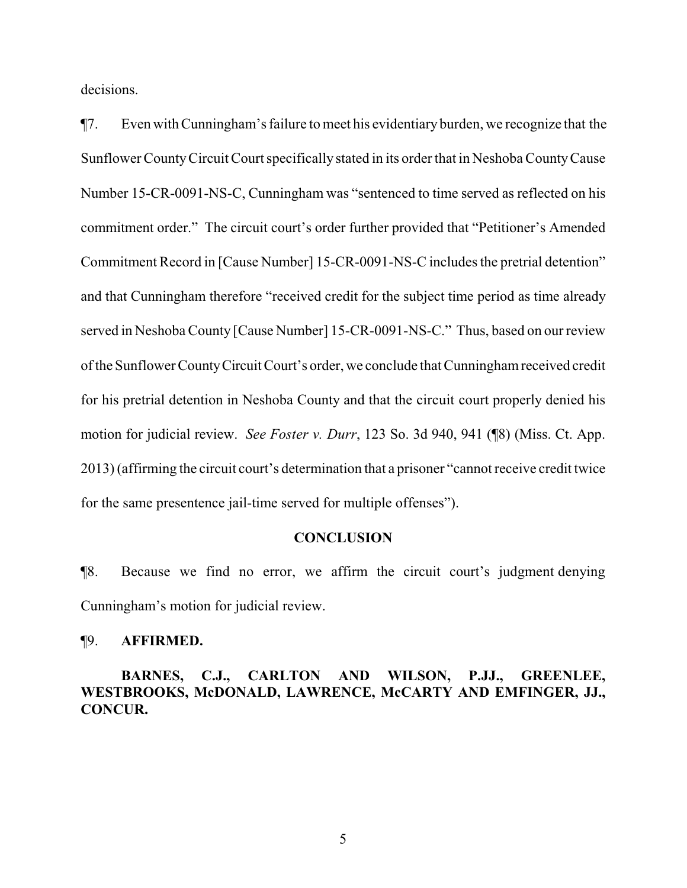decisions.

¶7. Even with Cunningham's failure to meet his evidentiary burden, we recognize that the Sunflower County Circuit Court specifically stated in its order that in Neshoba County Cause Number 15-CR-0091-NS-C, Cunningham was "sentenced to time served as reflected on his commitment order." The circuit court's order further provided that "Petitioner's Amended Commitment Record in [Cause Number] 15-CR-0091-NS-C includes the pretrial detention" and that Cunningham therefore "received credit for the subject time period as time already served in Neshoba County [Cause Number] 15-CR-0091-NS-C." Thus, based on our review of the Sunflower County Circuit Court's order, we conclude that Cunningham received credit for his pretrial detention in Neshoba County and that the circuit court properly denied his motion for judicial review. *See Foster v. Durr*, 123 So. 3d 940, 941 (¶8) (Miss. Ct. App. 2013) (affirming the circuit court's determination that a prisoner "cannot receive credit twice for the same presentence jail-time served for multiple offenses").

**CONCLUSION**

¶8. Because we find no error, we affirm the circuit court's judgment denying Cunningham's motion for judicial review.

¶9. **AFFIRMED.**

**BARNES, C.J., CARLTON AND WILSON, P.JJ., GREENLEE, WESTBROOKS, McDONALD, LAWRENCE, McCARTY AND EMFINGER, JJ., CONCUR.**